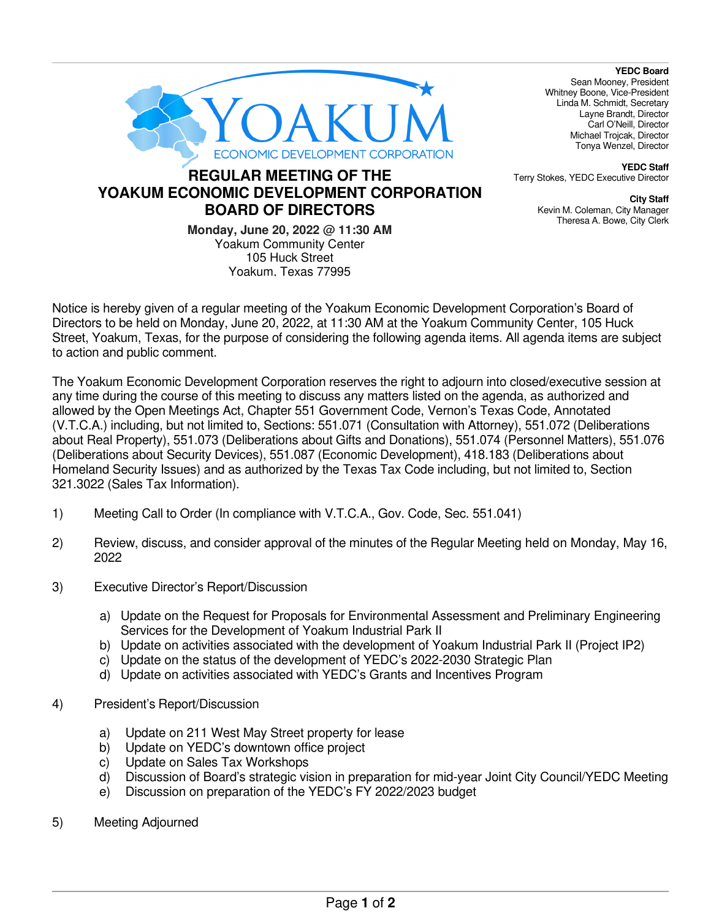**YEDC Board**
Sean Mooney, President
Whitney Boone, Vice-President
Linda M. Schmidt, Secretary
Layne Brandt, Director
Carl O'Neill, Director
Michael Trojcak, Director
Tonya Wenzel, Director

**YEDC Staff**
Terry Stokes, YEDC Executive Director

**City Staff**
Kevin M. Coleman, City Manager
Theresa A. Bowe, City Clerk

YOAKUM
ECONOMIC DEVELOPMENT CORPORATION

# REGULAR MEETING OF THE YOAKUM ECONOMIC DEVELOPMENT CORPORATION BOARD OF DIRECTORS

**Monday, June 20, 2022 @ 11:30 AM**
Yoakum Community Center
105 Huck Street
Yoakum, Texas 77995

Notice is hereby given of a regular meeting of the Yoakum Economic Development Corporation's Board of Directors to be held on Monday, June 20, 2022, at 11:30 AM at the Yoakum Community Center, 105 Huck Street, Yoakum, Texas, for the purpose of considering the following agenda items. All agenda items are subject to action and public comment.

The Yoakum Economic Development Corporation reserves the right to adjourn into closed/executive session at any time during the course of this meeting to discuss any matters listed on the agenda, as authorized and allowed by the Open Meetings Act, Chapter 551 Government Code, Vernon's Texas Code, Annotated (V.T.C.A.) including, but not limited to, Sections: 551.071 (Consultation with Attorney), 551.072 (Deliberations about Real Property), 551.073 (Deliberations about Gifts and Donations), 551.074 (Personnel Matters), 551.076 (Deliberations about Security Devices), 551.087 (Economic Development), 418.183 (Deliberations about Homeland Security Issues) and as authorized by the Texas Tax Code including, but not limited to, Section 321.3022 (Sales Tax Information).

1) Meeting Call to Order (In compliance with V.T.C.A., Gov. Code, Sec. 551.041)

2) Review, discuss, and consider approval of the minutes of the Regular Meeting held on Monday, May 16, 2022

3) Executive Director's Report/Discussion

   a) Update on the Request for Proposals for Environmental Assessment and Preliminary Engineering Services for the Development of Yoakum Industrial Park II
   b) Update on activities associated with the development of Yoakum Industrial Park II (Project IP2)
   c) Update on the status of the development of YEDC's 2022-2030 Strategic Plan
   d) Update on activities associated with YEDC's Grants and Incentives Program

4) President's Report/Discussion

   a) Update on 211 West May Street property for lease
   b) Update on YEDC's downtown office project
   c) Update on Sales Tax Workshops
   d) Discussion of Board's strategic vision in preparation for mid-year Joint City Council/YEDC Meeting
   e) Discussion on preparation of the YEDC's FY 2022/2023 budget

5) Meeting Adjourned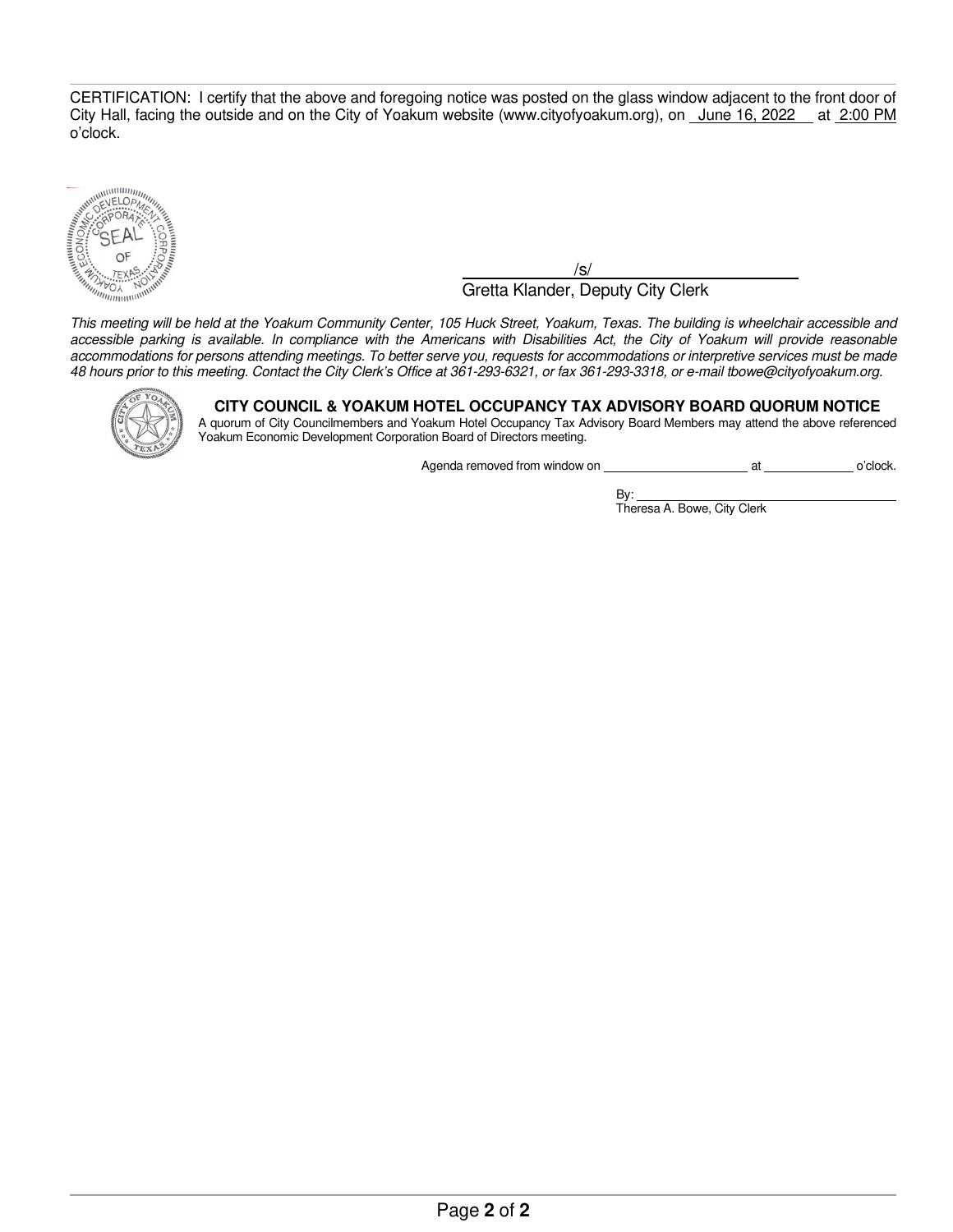CERTIFICATION: I certify that the above and foregoing notice was posted on the glass window adjacent to the front door of City Hall, facing the outside and on the City of Yoakum website (www.cityofyoakum.org), on June 16, 2022 at 2:00 PM o'clock.

/s/

Gretta Klander, Deputy City Clerk

*This meeting will be held at the Yoakum Community Center, 105 Huck Street, Yoakum, Texas. The building is wheelchair accessible and accessible parking is available. In compliance with the Americans with Disabilities Act, the City of Yoakum will provide reasonable accommodations for persons attending meetings. To better serve you, requests for accommodations or interpretive services must be made 48 hours prior to this meeting. Contact the City Clerk's Office at 361-293-6321, or fax 361-293-3318, or e-mail tbowe@cityofyoakum.org.*

**CITY COUNCIL & YOAKUM HOTEL OCCUPANCY TAX ADVISORY BOARD QUORUM NOTICE**

A quorum of City Councilmembers and Yoakum Hotel Occupancy Tax Advisory Board Members may attend the above referenced Yoakum Economic Development Corporation Board of Directors meeting.

Agenda removed from window on ____________________ at ____________ o'clock.

By: ____________________________________

Theresa A. Bowe, City Clerk